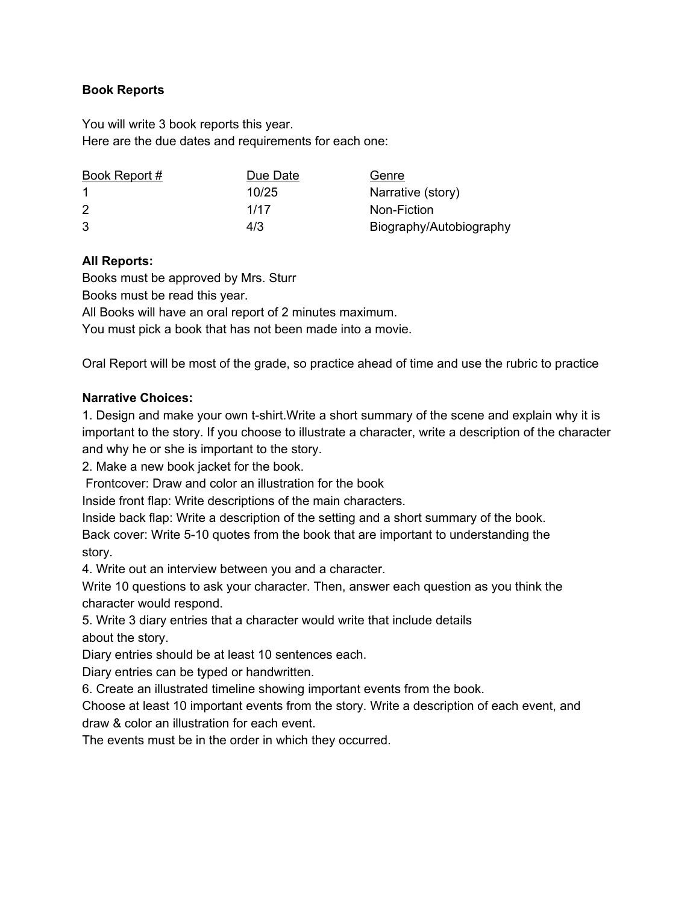**Book Reports**

You will write 3 book reports this year.
Here are the due dates and requirements for each one:

| Book Report # | Due Date | Genre |
|---|---|---|
| 1 | 10/25 | Narrative (story) |
| 2 | 1/17 | Non-Fiction |
| 3 | 4/3 | Biography/Autobiography |

**All Reports:**

Books must be approved by Mrs. Sturr
Books must be read this year.
All Books will have an oral report of 2 minutes maximum.
You must pick a book that has not been made into a movie.

Oral Report will be most of the grade, so practice ahead of time and use the rubric to practice

**Narrative Choices:**

1. Design and make your own t-shirt.Write a short summary of the scene and explain why it is important to the story. If you choose to illustrate a character, write a description of the character and why he or she is important to the story.
2. Make a new book jacket for the book.
 Frontcover: Draw and color an illustration for the book
Inside front flap: Write descriptions of the main characters.
Inside back flap: Write a description of the setting and a short summary of the book.
Back cover: Write 5-10 quotes from the book that are important to understanding the story.
4. Write out an interview between you and a character.
Write 10 questions to ask your character. Then, answer each question as you think the character would respond.
5. Write 3 diary entries that a character would write that include details about the story.
Diary entries should be at least 10 sentences each.
Diary entries can be typed or handwritten.
6. Create an illustrated timeline showing important events from the book.
Choose at least 10 important events from the story. Write a description of each event, and draw & color an illustration for each event.
The events must be in the order in which they occurred.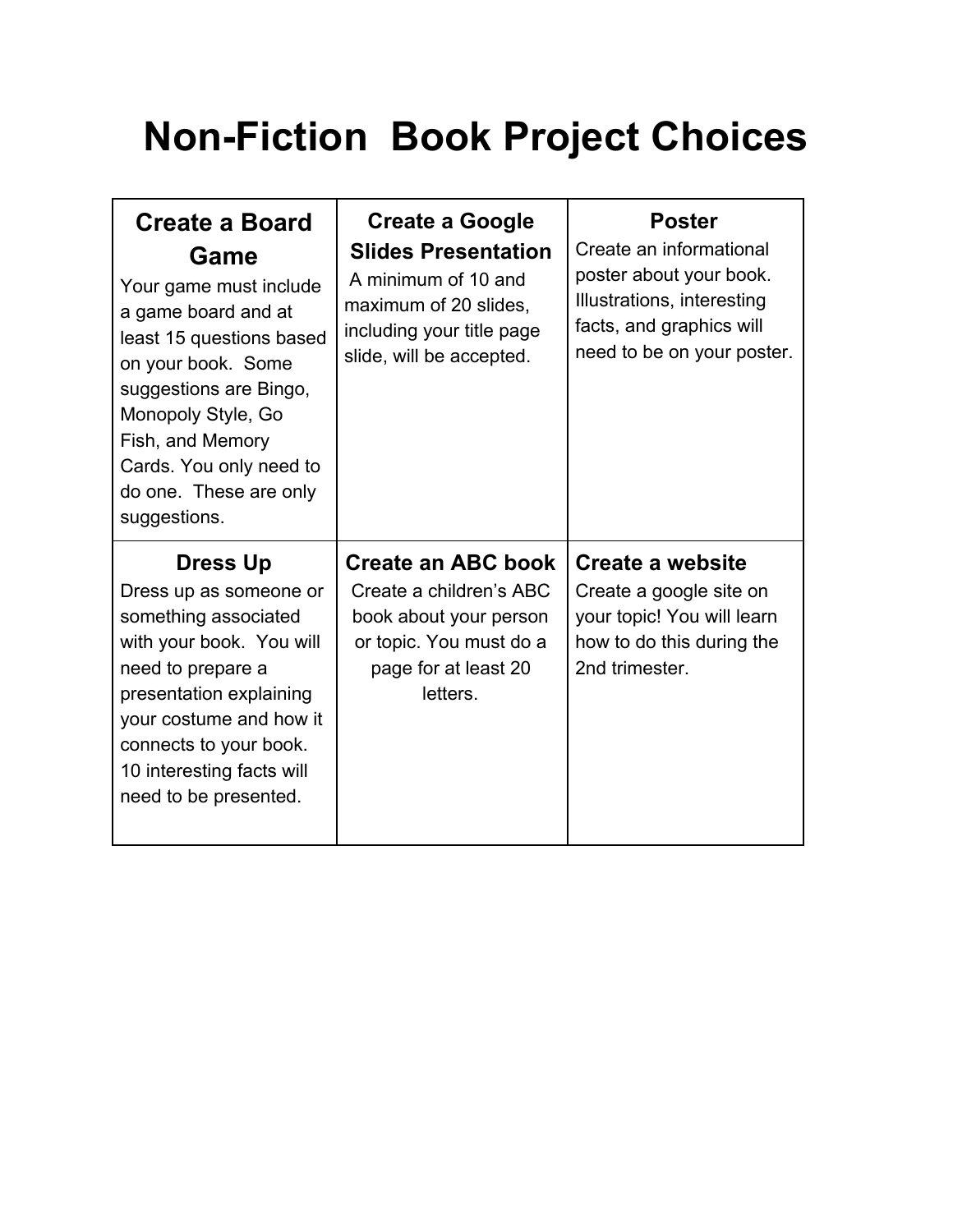# Non-Fiction Book Project Choices

| **Create a Board Game**<br>Your game must include a game board and at least 15 questions based on your book. Some suggestions are Bingo, Monopoly Style, Go Fish, and Memory Cards. You only need to do one. These are only suggestions. | **Create a Google Slides Presentation**<br>A minimum of 10 and maximum of 20 slides, including your title page slide, will be accepted. | **Poster**<br>Create an informational poster about your book. Illustrations, interesting facts, and graphics will need to be on your poster. |
|---|---|---|
| **Dress Up**<br>Dress up as someone or something associated with your book. You will need to prepare a presentation explaining your costume and how it connects to your book. 10 interesting facts will need to be presented. | **Create an ABC book**<br>Create a children's ABC book about your person or topic. You must do a page for at least 20 letters. | **Create a website**<br>Create a google site on your topic! You will learn how to do this during the 2nd trimester. |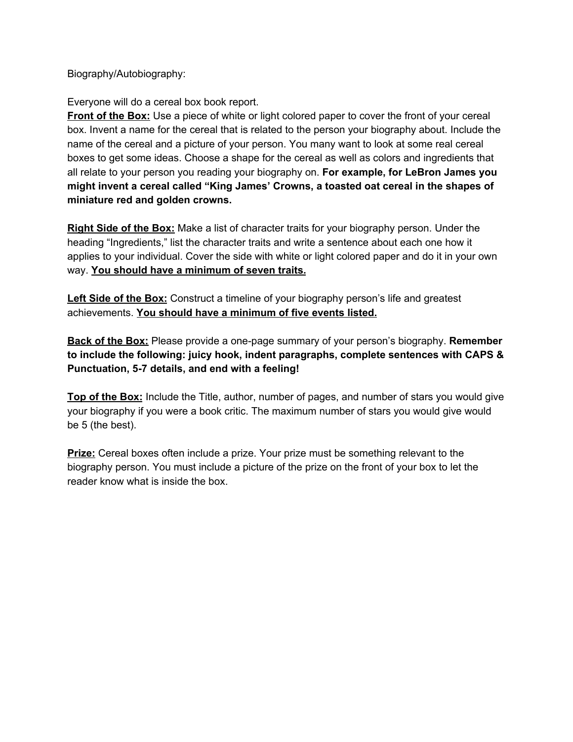Biography/Autobiography:

Everyone will do a cereal box book report.

**<u>Front of the Box:</u>** Use a piece of white or light colored paper to cover the front of your cereal box. Invent a name for the cereal that is related to the person your biography about. Include the name of the cereal and a picture of your person. You many want to look at some real cereal boxes to get some ideas. Choose a shape for the cereal as well as colors and ingredients that all relate to your person you reading your biography on. **For example, for LeBron James you might invent a cereal called "King James' Crowns, a toasted oat cereal in the shapes of miniature red and golden crowns.**

**<u>Right Side of the Box:</u>** Make a list of character traits for your biography person. Under the heading "Ingredients," list the character traits and write a sentence about each one how it applies to your individual. Cover the side with white or light colored paper and do it in your own way. **<u>You should have a minimum of seven traits.</u>**

**<u>Left Side of the Box:</u>** Construct a timeline of your biography person's life and greatest achievements. **<u>You should have a minimum of five events listed.</u>**

**<u>Back of the Box:</u>** Please provide a one-page summary of your person's biography. **Remember to include the following: juicy hook, indent paragraphs, complete sentences with CAPS & Punctuation, 5-7 details, and end with a feeling!**

**<u>Top of the Box:</u>** Include the Title, author, number of pages, and number of stars you would give your biography if you were a book critic. The maximum number of stars you would give would be 5 (the best).

**<u>Prize:</u>** Cereal boxes often include a prize. Your prize must be something relevant to the biography person. You must include a picture of the prize on the front of your box to let the reader know what is inside the box.